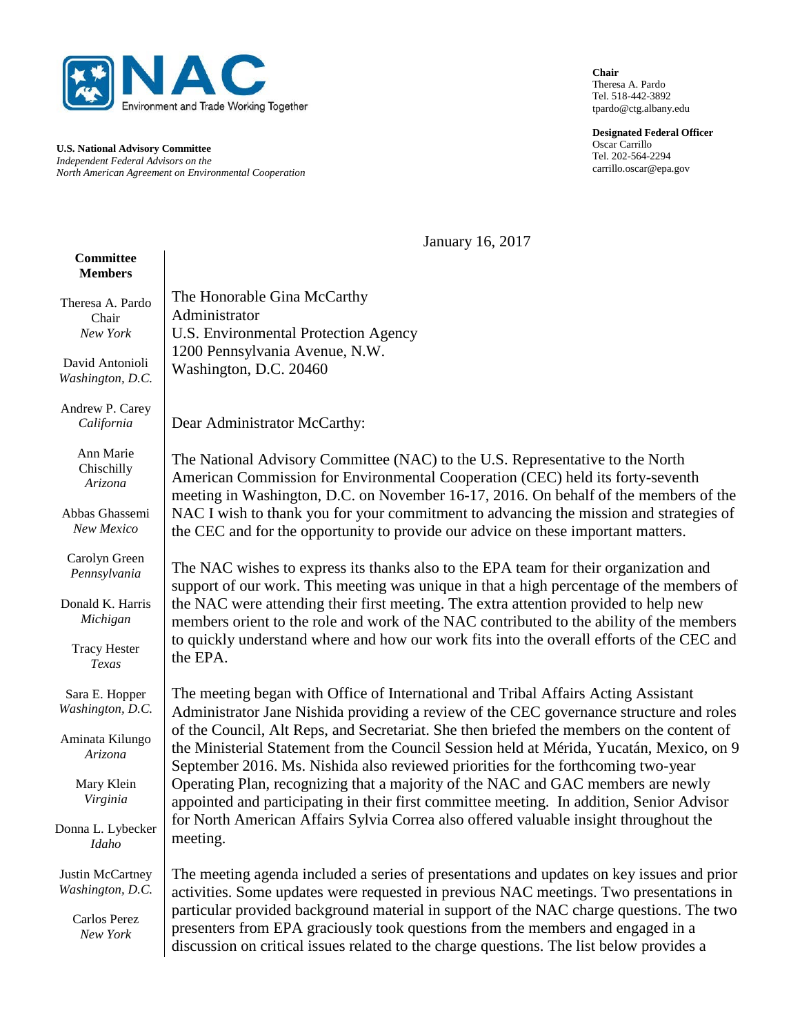**NAC**
Environment and Trade Working Together

**U.S. National Advisory Committee**
*Independent Federal Advisors on the*
*North American Agreement on Environmental Cooperation*

**Chair**
Theresa A. Pardo
Tel. 518-442-3892
tpardo@ctg.albany.edu

**Designated Federal Officer**
Oscar Carrillo
Tel. 202-564-2294
carrillo.oscar@epa.gov

**Committee Members**

Theresa A. Pardo, Chair, *New York*
David Antonioli, *Washington, D.C.*
Andrew P. Carey, *California*
Ann Marie Chischilly, *Arizona*
Abbas Ghassemi, *New Mexico*
Carolyn Green, *Pennsylvania*
Donald K. Harris, *Michigan*
Tracy Hester, *Texas*
Sara E. Hopper, *Washington, D.C.*
Aminata Kilungo, *Arizona*
Mary Klein, *Virginia*
Donna L. Lybecker, *Idaho*
Justin McCartney, *Washington, D.C.*
Carlos Perez, *New York*

January 16, 2017

The Honorable Gina McCarthy
Administrator
U.S. Environmental Protection Agency
1200 Pennsylvania Avenue, N.W.
Washington, D.C. 20460

Dear Administrator McCarthy:

The National Advisory Committee (NAC) to the U.S. Representative to the North American Commission for Environmental Cooperation (CEC) held its forty-seventh meeting in Washington, D.C. on November 16-17, 2016. On behalf of the members of the NAC I wish to thank you for your commitment to advancing the mission and strategies of the CEC and for the opportunity to provide our advice on these important matters.

The NAC wishes to express its thanks also to the EPA team for their organization and support of our work. This meeting was unique in that a high percentage of the members of the NAC were attending their first meeting. The extra attention provided to help new members orient to the role and work of the NAC contributed to the ability of the members to quickly understand where and how our work fits into the overall efforts of the CEC and the EPA.

The meeting began with Office of International and Tribal Affairs Acting Assistant Administrator Jane Nishida providing a review of the CEC governance structure and roles of the Council, Alt Reps, and Secretariat. She then briefed the members on the content of the Ministerial Statement from the Council Session held at Mérida, Yucatán, Mexico, on 9 September 2016. Ms. Nishida also reviewed priorities for the forthcoming two-year Operating Plan, recognizing that a majority of the NAC and GAC members are newly appointed and participating in their first committee meeting. In addition, Senior Advisor for North American Affairs Sylvia Correa also offered valuable insight throughout the meeting.

The meeting agenda included a series of presentations and updates on key issues and prior activities. Some updates were requested in previous NAC meetings. Two presentations in particular provided background material in support of the NAC charge questions. The two presenters from EPA graciously took questions from the members and engaged in a discussion on critical issues related to the charge questions. The list below provides a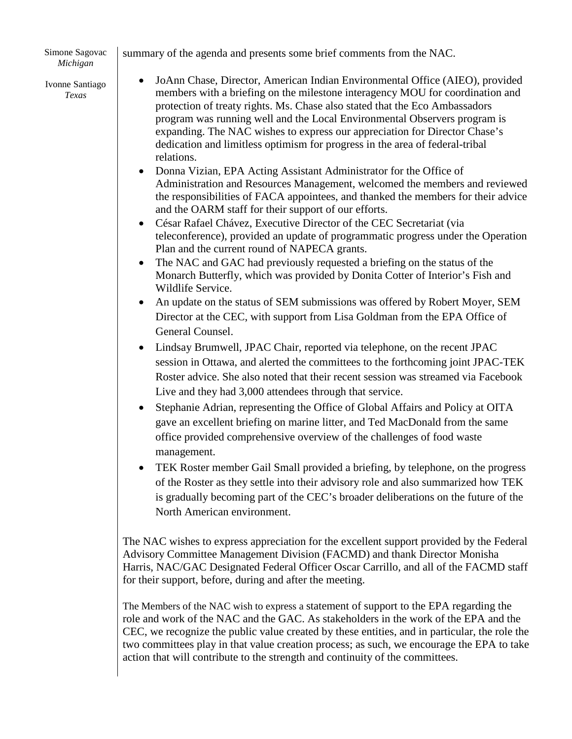Simone Sagovac
*Michigan*

Ivonne Santiago
*Texas*

summary of the agenda and presents some brief comments from the NAC.

- JoAnn Chase, Director, American Indian Environmental Office (AIEO), provided members with a briefing on the milestone interagency MOU for coordination and protection of treaty rights. Ms. Chase also stated that the Eco Ambassadors program was running well and the Local Environmental Observers program is expanding. The NAC wishes to express our appreciation for Director Chase's dedication and limitless optimism for progress in the area of federal-tribal relations.
- Donna Vizian, EPA Acting Assistant Administrator for the Office of Administration and Resources Management, welcomed the members and reviewed the responsibilities of FACA appointees, and thanked the members for their advice and the OARM staff for their support of our efforts.
- César Rafael Chávez, Executive Director of the CEC Secretariat (via teleconference), provided an update of programmatic progress under the Operation Plan and the current round of NAPECA grants.
- The NAC and GAC had previously requested a briefing on the status of the Monarch Butterfly, which was provided by Donita Cotter of Interior's Fish and Wildlife Service.
- An update on the status of SEM submissions was offered by Robert Moyer, SEM Director at the CEC, with support from Lisa Goldman from the EPA Office of General Counsel.
- Lindsay Brumwell, JPAC Chair, reported via telephone, on the recent JPAC session in Ottawa, and alerted the committees to the forthcoming joint JPAC-TEK Roster advice. She also noted that their recent session was streamed via Facebook Live and they had 3,000 attendees through that service.
- Stephanie Adrian, representing the Office of Global Affairs and Policy at OITA gave an excellent briefing on marine litter, and Ted MacDonald from the same office provided comprehensive overview of the challenges of food waste management.
- TEK Roster member Gail Small provided a briefing, by telephone, on the progress of the Roster as they settle into their advisory role and also summarized how TEK is gradually becoming part of the CEC's broader deliberations on the future of the North American environment.

The NAC wishes to express appreciation for the excellent support provided by the Federal Advisory Committee Management Division (FACMD) and thank Director Monisha Harris, NAC/GAC Designated Federal Officer Oscar Carrillo, and all of the FACMD staff for their support, before, during and after the meeting.

The Members of the NAC wish to express a statement of support to the EPA regarding the role and work of the NAC and the GAC. As stakeholders in the work of the EPA and the CEC, we recognize the public value created by these entities, and in particular, the role the two committees play in that value creation process; as such, we encourage the EPA to take action that will contribute to the strength and continuity of the committees.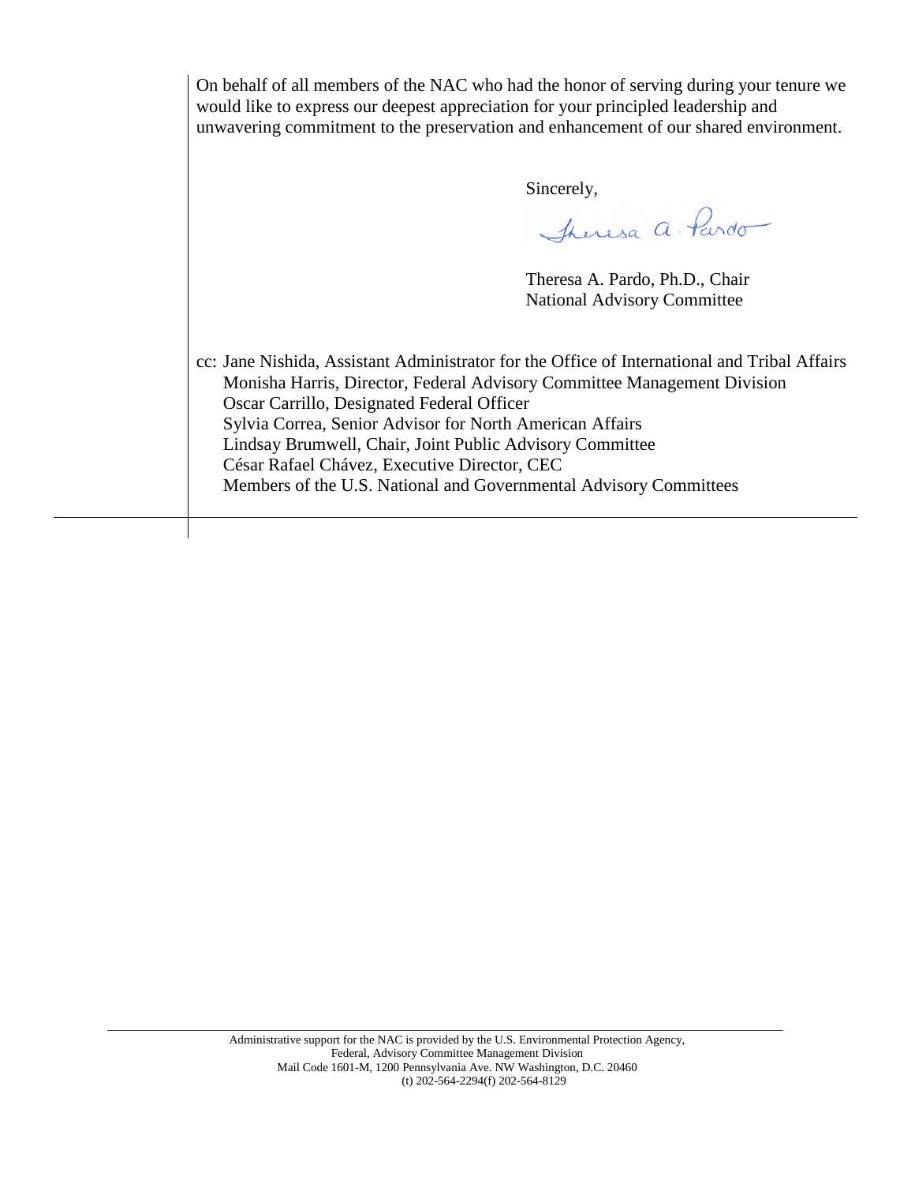On behalf of all members of the NAC who had the honor of serving during your tenure we would like to express our deepest appreciation for your principled leadership and unwavering commitment to the preservation and enhancement of our shared environment.

Sincerely,

Theresa A. Pardo

Theresa A. Pardo, Ph.D., Chair
National Advisory Committee

cc: Jane Nishida, Assistant Administrator for the Office of International and Tribal Affairs
Monisha Harris, Director, Federal Advisory Committee Management Division
Oscar Carrillo, Designated Federal Officer
Sylvia Correa, Senior Advisor for North American Affairs
Lindsay Brumwell, Chair, Joint Public Advisory Committee
César Rafael Chávez, Executive Director, CEC
Members of the U.S. National and Governmental Advisory Committees

Administrative support for the NAC is provided by the U.S. Environmental Protection Agency,
Federal, Advisory Committee Management Division
Mail Code 1601-M, 1200 Pennsylvania Ave. NW Washington, D.C. 20460
(t) 202-564-2294(f) 202-564-8129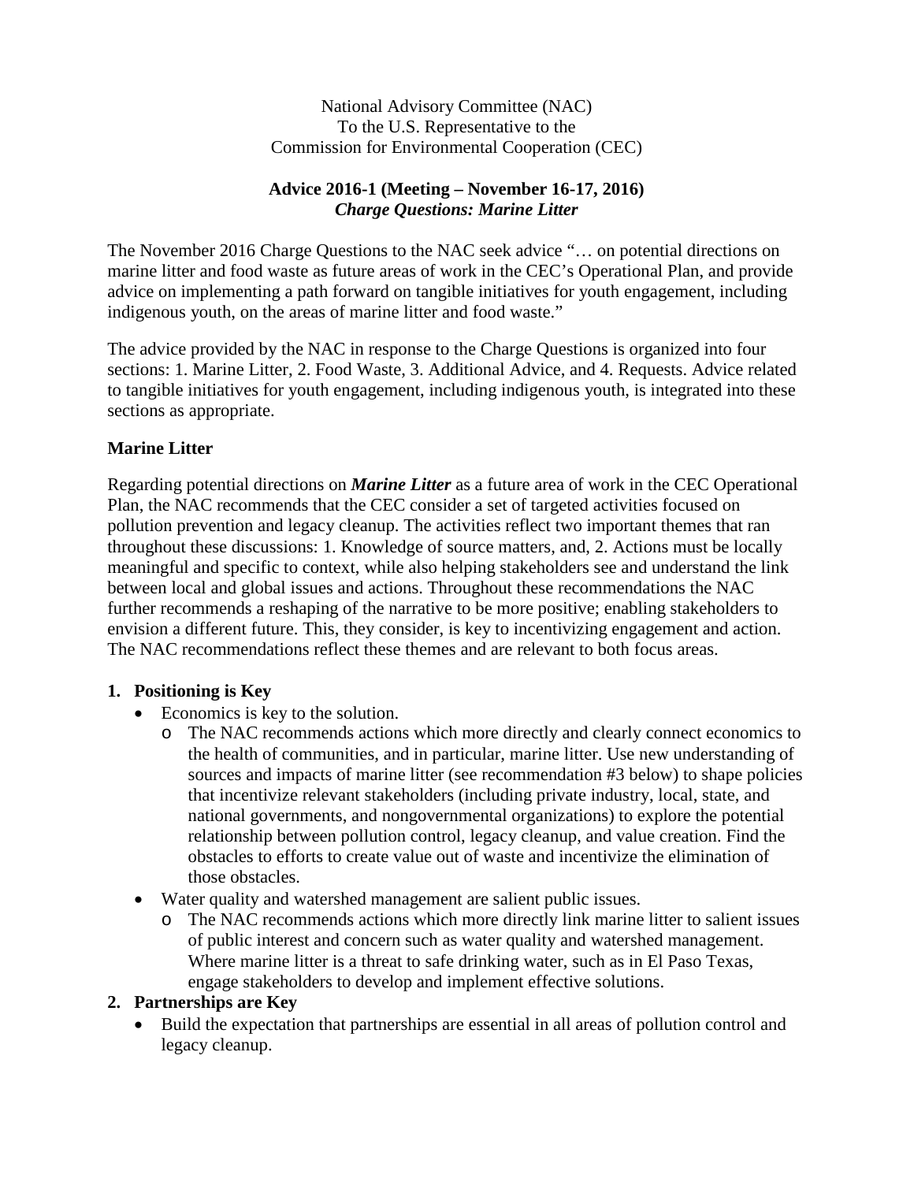National Advisory Committee (NAC)
To the U.S. Representative to the
Commission for Environmental Cooperation (CEC)

**Advice 2016-1 (Meeting – November 16-17, 2016)**
***Charge Questions: Marine Litter***

The November 2016 Charge Questions to the NAC seek advice "… on potential directions on marine litter and food waste as future areas of work in the CEC's Operational Plan, and provide advice on implementing a path forward on tangible initiatives for youth engagement, including indigenous youth, on the areas of marine litter and food waste."

The advice provided by the NAC in response to the Charge Questions is organized into four sections: 1. Marine Litter, 2. Food Waste, 3. Additional Advice, and 4. Requests. Advice related to tangible initiatives for youth engagement, including indigenous youth, is integrated into these sections as appropriate.

## Marine Litter

Regarding potential directions on ***Marine Litter*** as a future area of work in the CEC Operational Plan, the NAC recommends that the CEC consider a set of targeted activities focused on pollution prevention and legacy cleanup. The activities reflect two important themes that ran throughout these discussions: 1. Knowledge of source matters, and, 2. Actions must be locally meaningful and specific to context, while also helping stakeholders see and understand the link between local and global issues and actions. Throughout these recommendations the NAC further recommends a reshaping of the narrative to be more positive; enabling stakeholders to envision a different future. This, they consider, is key to incentivizing engagement and action. The NAC recommendations reflect these themes and are relevant to both focus areas.

1. **Positioning is Key**
   - Economics is key to the solution.
     - The NAC recommends actions which more directly and clearly connect economics to the health of communities, and in particular, marine litter. Use new understanding of sources and impacts of marine litter (see recommendation #3 below) to shape policies that incentivize relevant stakeholders (including private industry, local, state, and national governments, and nongovernmental organizations) to explore the potential relationship between pollution control, legacy cleanup, and value creation. Find the obstacles to efforts to create value out of waste and incentivize the elimination of those obstacles.
   - Water quality and watershed management are salient public issues.
     - The NAC recommends actions which more directly link marine litter to salient issues of public interest and concern such as water quality and watershed management. Where marine litter is a threat to safe drinking water, such as in El Paso Texas, engage stakeholders to develop and implement effective solutions.
2. **Partnerships are Key**
   - Build the expectation that partnerships are essential in all areas of pollution control and legacy cleanup.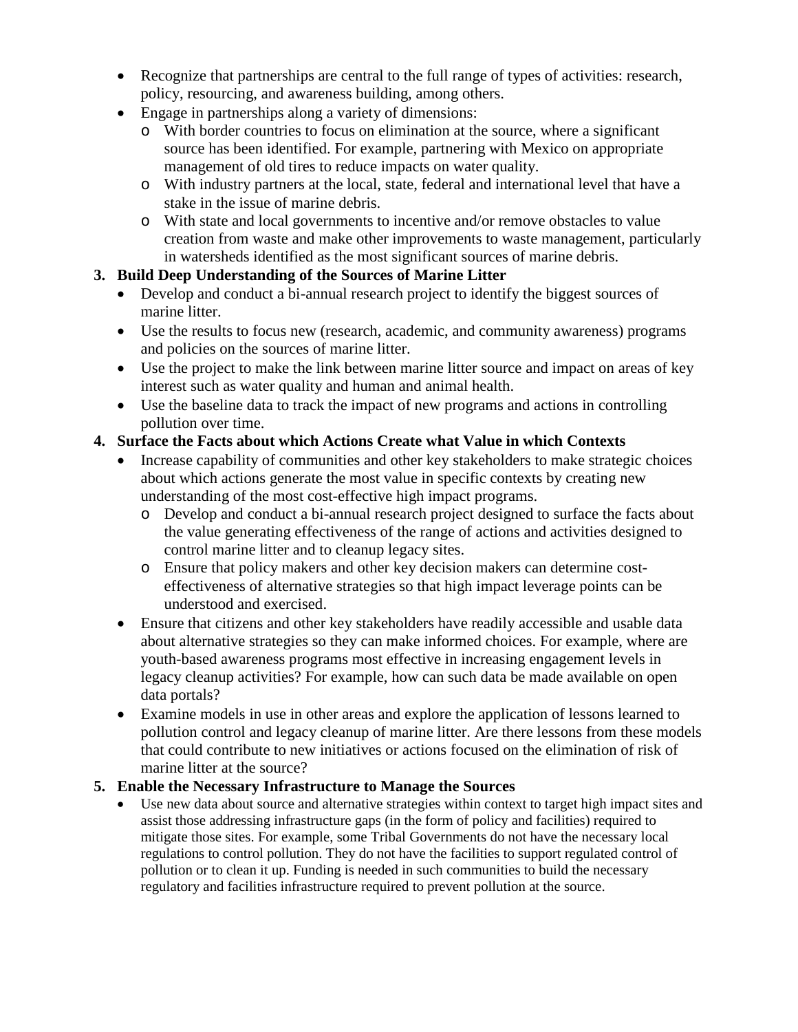- Recognize that partnerships are central to the full range of types of activities: research, policy, resourcing, and awareness building, among others.
- Engage in partnerships along a variety of dimensions:
  - With border countries to focus on elimination at the source, where a significant source has been identified. For example, partnering with Mexico on appropriate management of old tires to reduce impacts on water quality.
  - With industry partners at the local, state, federal and international level that have a stake in the issue of marine debris.
  - With state and local governments to incentive and/or remove obstacles to value creation from waste and make other improvements to waste management, particularly in watersheds identified as the most significant sources of marine debris.

**3. Build Deep Understanding of the Sources of Marine Litter**

- Develop and conduct a bi-annual research project to identify the biggest sources of marine litter.
- Use the results to focus new (research, academic, and community awareness) programs and policies on the sources of marine litter.
- Use the project to make the link between marine litter source and impact on areas of key interest such as water quality and human and animal health.
- Use the baseline data to track the impact of new programs and actions in controlling pollution over time.

**4. Surface the Facts about which Actions Create what Value in which Contexts**

- Increase capability of communities and other key stakeholders to make strategic choices about which actions generate the most value in specific contexts by creating new understanding of the most cost-effective high impact programs.
  - Develop and conduct a bi-annual research project designed to surface the facts about the value generating effectiveness of the range of actions and activities designed to control marine litter and to cleanup legacy sites.
  - Ensure that policy makers and other key decision makers can determine cost-effectiveness of alternative strategies so that high impact leverage points can be understood and exercised.
- Ensure that citizens and other key stakeholders have readily accessible and usable data about alternative strategies so they can make informed choices. For example, where are youth-based awareness programs most effective in increasing engagement levels in legacy cleanup activities? For example, how can such data be made available on open data portals?
- Examine models in use in other areas and explore the application of lessons learned to pollution control and legacy cleanup of marine litter. Are there lessons from these models that could contribute to new initiatives or actions focused on the elimination of risk of marine litter at the source?

**5. Enable the Necessary Infrastructure to Manage the Sources**

- Use new data about source and alternative strategies within context to target high impact sites and assist those addressing infrastructure gaps (in the form of policy and facilities) required to mitigate those sites. For example, some Tribal Governments do not have the necessary local regulations to control pollution. They do not have the facilities to support regulated control of pollution or to clean it up. Funding is needed in such communities to build the necessary regulatory and facilities infrastructure required to prevent pollution at the source.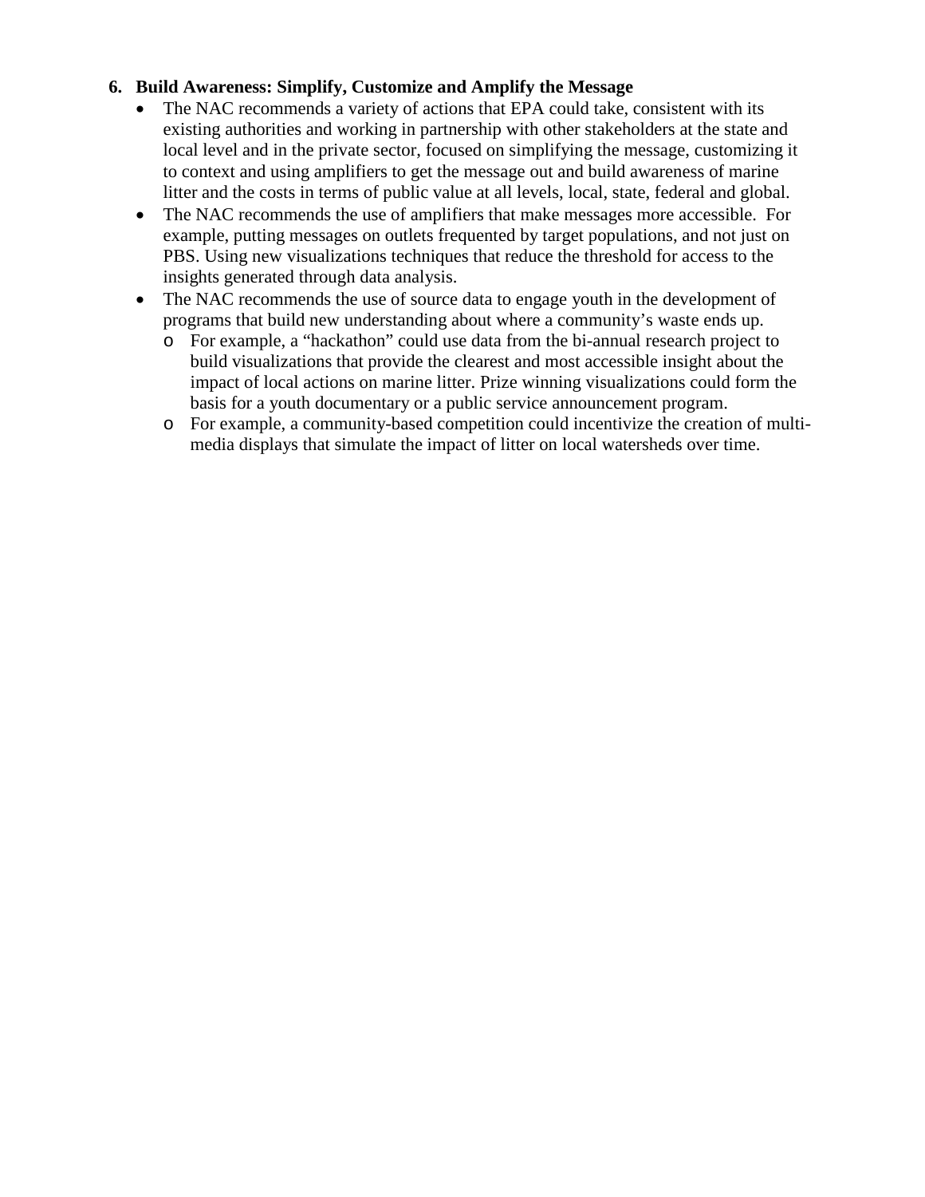6. **Build Awareness: Simplify, Customize and Amplify the Message**
   - The NAC recommends a variety of actions that EPA could take, consistent with its existing authorities and working in partnership with other stakeholders at the state and local level and in the private sector, focused on simplifying the message, customizing it to context and using amplifiers to get the message out and build awareness of marine litter and the costs in terms of public value at all levels, local, state, federal and global.
   - The NAC recommends the use of amplifiers that make messages more accessible. For example, putting messages on outlets frequented by target populations, and not just on PBS. Using new visualizations techniques that reduce the threshold for access to the insights generated through data analysis.
   - The NAC recommends the use of source data to engage youth in the development of programs that build new understanding about where a community's waste ends up.
     - For example, a "hackathon" could use data from the bi-annual research project to build visualizations that provide the clearest and most accessible insight about the impact of local actions on marine litter. Prize winning visualizations could form the basis for a youth documentary or a public service announcement program.
     - For example, a community-based competition could incentivize the creation of multi-media displays that simulate the impact of litter on local watersheds over time.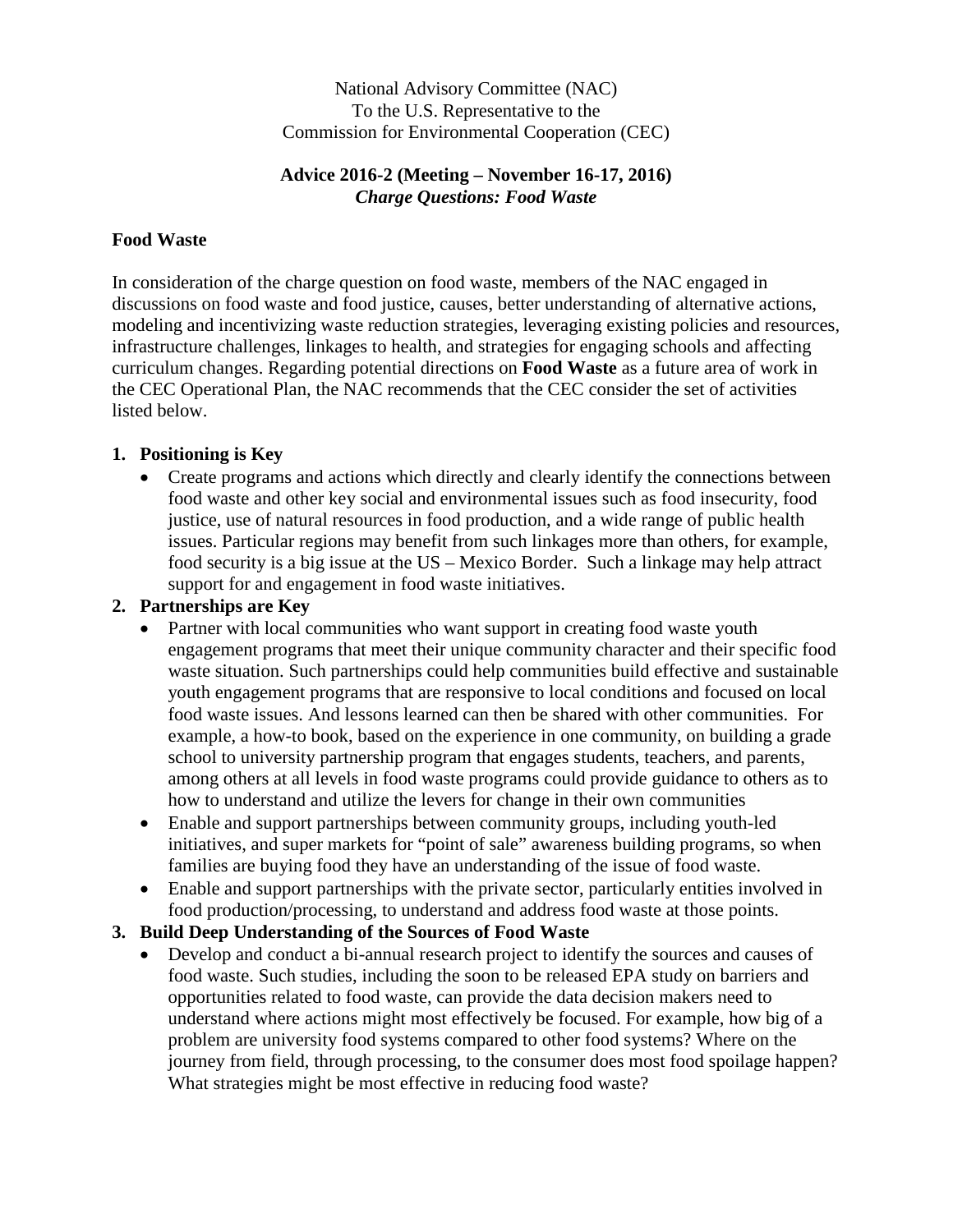National Advisory Committee (NAC)
To the U.S. Representative to the
Commission for Environmental Cooperation (CEC)

**Advice 2016-2 (Meeting – November 16-17, 2016)**
***Charge Questions: Food Waste***

### Food Waste

In consideration of the charge question on food waste, members of the NAC engaged in discussions on food waste and food justice, causes, better understanding of alternative actions, modeling and incentivizing waste reduction strategies, leveraging existing policies and resources, infrastructure challenges, linkages to health, and strategies for engaging schools and affecting curriculum changes. Regarding potential directions on **Food Waste** as a future area of work in the CEC Operational Plan, the NAC recommends that the CEC consider the set of activities listed below.

1. **Positioning is Key**
   - Create programs and actions which directly and clearly identify the connections between food waste and other key social and environmental issues such as food insecurity, food justice, use of natural resources in food production, and a wide range of public health issues. Particular regions may benefit from such linkages more than others, for example, food security is a big issue at the US – Mexico Border. Such a linkage may help attract support for and engagement in food waste initiatives.
2. **Partnerships are Key**
   - Partner with local communities who want support in creating food waste youth engagement programs that meet their unique community character and their specific food waste situation. Such partnerships could help communities build effective and sustainable youth engagement programs that are responsive to local conditions and focused on local food waste issues. And lessons learned can then be shared with other communities. For example, a how-to book, based on the experience in one community, on building a grade school to university partnership program that engages students, teachers, and parents, among others at all levels in food waste programs could provide guidance to others as to how to understand and utilize the levers for change in their own communities
   - Enable and support partnerships between community groups, including youth-led initiatives, and super markets for "point of sale" awareness building programs, so when families are buying food they have an understanding of the issue of food waste.
   - Enable and support partnerships with the private sector, particularly entities involved in food production/processing, to understand and address food waste at those points.
3. **Build Deep Understanding of the Sources of Food Waste**
   - Develop and conduct a bi-annual research project to identify the sources and causes of food waste. Such studies, including the soon to be released EPA study on barriers and opportunities related to food waste, can provide the data decision makers need to understand where actions might most effectively be focused. For example, how big of a problem are university food systems compared to other food systems? Where on the journey from field, through processing, to the consumer does most food spoilage happen? What strategies might be most effective in reducing food waste?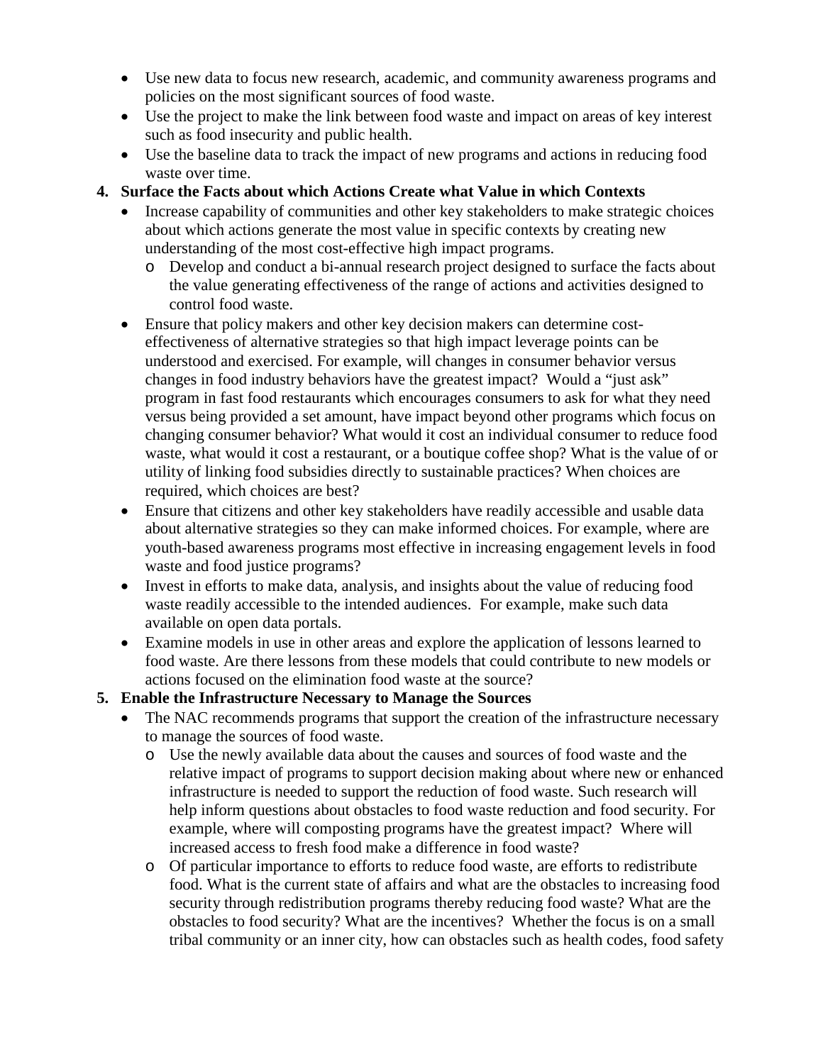- Use new data to focus new research, academic, and community awareness programs and policies on the most significant sources of food waste.
- Use the project to make the link between food waste and impact on areas of key interest such as food insecurity and public health.
- Use the baseline data to track the impact of new programs and actions in reducing food waste over time.

4. **Surface the Facts about which Actions Create what Value in which Contexts**
   - Increase capability of communities and other key stakeholders to make strategic choices about which actions generate the most value in specific contexts by creating new understanding of the most cost-effective high impact programs.
     - Develop and conduct a bi-annual research project designed to surface the facts about the value generating effectiveness of the range of actions and activities designed to control food waste.
   - Ensure that policy makers and other key decision makers can determine cost-effectiveness of alternative strategies so that high impact leverage points can be understood and exercised. For example, will changes in consumer behavior versus changes in food industry behaviors have the greatest impact? Would a "just ask" program in fast food restaurants which encourages consumers to ask for what they need versus being provided a set amount, have impact beyond other programs which focus on changing consumer behavior? What would it cost an individual consumer to reduce food waste, what would it cost a restaurant, or a boutique coffee shop? What is the value of or utility of linking food subsidies directly to sustainable practices? When choices are required, which choices are best?
   - Ensure that citizens and other key stakeholders have readily accessible and usable data about alternative strategies so they can make informed choices. For example, where are youth-based awareness programs most effective in increasing engagement levels in food waste and food justice programs?
   - Invest in efforts to make data, analysis, and insights about the value of reducing food waste readily accessible to the intended audiences. For example, make such data available on open data portals.
   - Examine models in use in other areas and explore the application of lessons learned to food waste. Are there lessons from these models that could contribute to new models or actions focused on the elimination food waste at the source?

5. **Enable the Infrastructure Necessary to Manage the Sources**
   - The NAC recommends programs that support the creation of the infrastructure necessary to manage the sources of food waste.
     - Use the newly available data about the causes and sources of food waste and the relative impact of programs to support decision making about where new or enhanced infrastructure is needed to support the reduction of food waste. Such research will help inform questions about obstacles to food waste reduction and food security. For example, where will composting programs have the greatest impact? Where will increased access to fresh food make a difference in food waste?
     - Of particular importance to efforts to reduce food waste, are efforts to redistribute food. What is the current state of affairs and what are the obstacles to increasing food security through redistribution programs thereby reducing food waste? What are the obstacles to food security? What are the incentives? Whether the focus is on a small tribal community or an inner city, how can obstacles such as health codes, food safety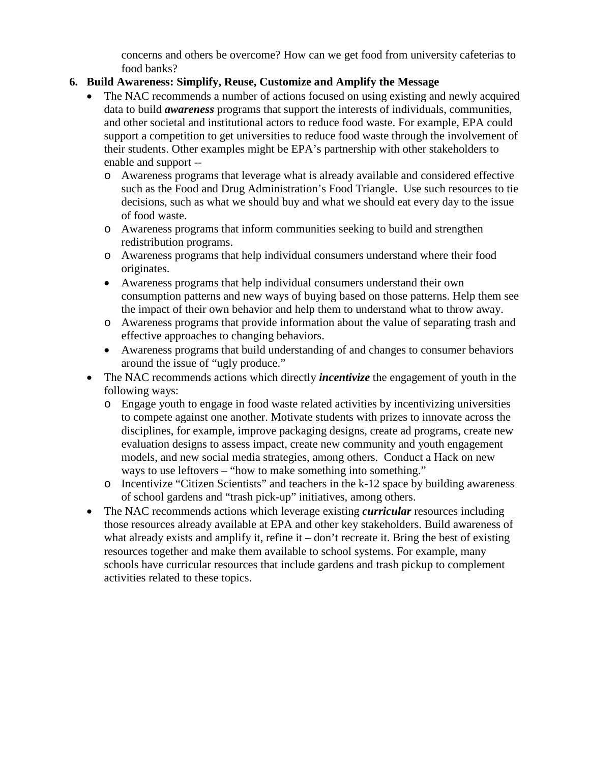concerns and others be overcome? How can we get food from university cafeterias to food banks?

6. **Build Awareness: Simplify, Reuse, Customize and Amplify the Message**

- The NAC recommends a number of actions focused on using existing and newly acquired data to build ***awareness*** programs that support the interests of individuals, communities, and other societal and institutional actors to reduce food waste. For example, EPA could support a competition to get universities to reduce food waste through the involvement of their students. Other examples might be EPA's partnership with other stakeholders to enable and support --
  - Awareness programs that leverage what is already available and considered effective such as the Food and Drug Administration's Food Triangle. Use such resources to tie decisions, such as what we should buy and what we should eat every day to the issue of food waste.
  - Awareness programs that inform communities seeking to build and strengthen redistribution programs.
  - Awareness programs that help individual consumers understand where their food originates.
  - Awareness programs that help individual consumers understand their own consumption patterns and new ways of buying based on those patterns. Help them see the impact of their own behavior and help them to understand what to throw away.
  - Awareness programs that provide information about the value of separating trash and effective approaches to changing behaviors.
  - Awareness programs that build understanding of and changes to consumer behaviors around the issue of "ugly produce."
- The NAC recommends actions which directly ***incentivize*** the engagement of youth in the following ways:
  - Engage youth to engage in food waste related activities by incentivizing universities to compete against one another. Motivate students with prizes to innovate across the disciplines, for example, improve packaging designs, create ad programs, create new evaluation designs to assess impact, create new community and youth engagement models, and new social media strategies, among others. Conduct a Hack on new ways to use leftovers – "how to make something into something."
  - Incentivize "Citizen Scientists" and teachers in the k-12 space by building awareness of school gardens and "trash pick-up" initiatives, among others.
- The NAC recommends actions which leverage existing ***curricular*** resources including those resources already available at EPA and other key stakeholders. Build awareness of what already exists and amplify it, refine it – don't recreate it. Bring the best of existing resources together and make them available to school systems. For example, many schools have curricular resources that include gardens and trash pickup to complement activities related to these topics.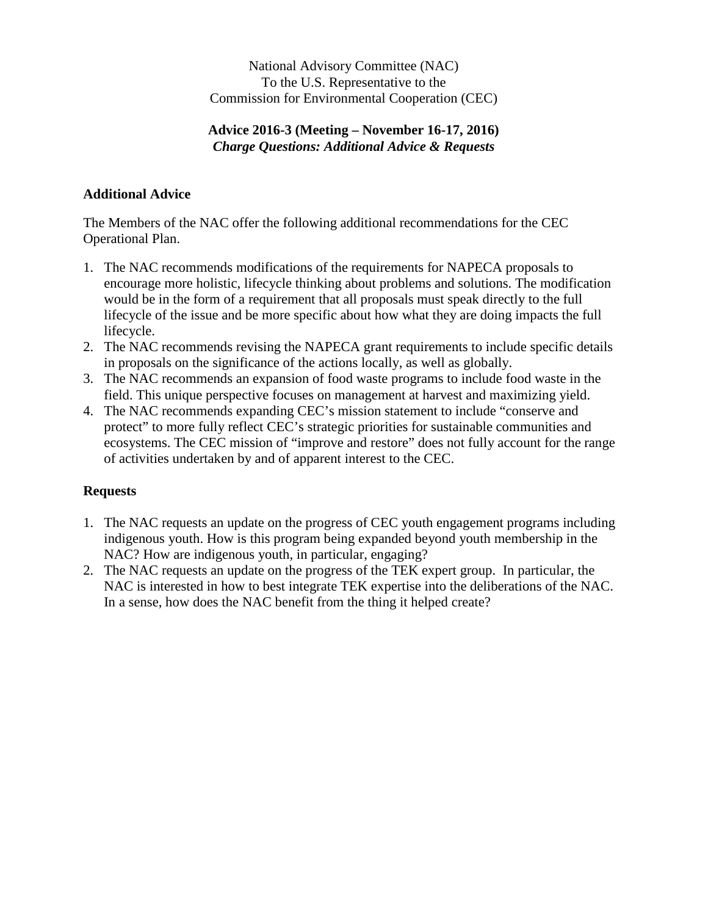National Advisory Committee (NAC)
To the U.S. Representative to the
Commission for Environmental Cooperation (CEC)

**Advice 2016-3 (Meeting – November 16-17, 2016)**
***Charge Questions: Additional Advice & Requests***

## Additional Advice

The Members of the NAC offer the following additional recommendations for the CEC Operational Plan.

1. The NAC recommends modifications of the requirements for NAPECA proposals to encourage more holistic, lifecycle thinking about problems and solutions. The modification would be in the form of a requirement that all proposals must speak directly to the full lifecycle of the issue and be more specific about how what they are doing impacts the full lifecycle.
2. The NAC recommends revising the NAPECA grant requirements to include specific details in proposals on the significance of the actions locally, as well as globally.
3. The NAC recommends an expansion of food waste programs to include food waste in the field. This unique perspective focuses on management at harvest and maximizing yield.
4. The NAC recommends expanding CEC's mission statement to include "conserve and protect" to more fully reflect CEC's strategic priorities for sustainable communities and ecosystems. The CEC mission of "improve and restore" does not fully account for the range of activities undertaken by and of apparent interest to the CEC.

## Requests

1. The NAC requests an update on the progress of CEC youth engagement programs including indigenous youth. How is this program being expanded beyond youth membership in the NAC? How are indigenous youth, in particular, engaging?
2. The NAC requests an update on the progress of the TEK expert group. In particular, the NAC is interested in how to best integrate TEK expertise into the deliberations of the NAC. In a sense, how does the NAC benefit from the thing it helped create?